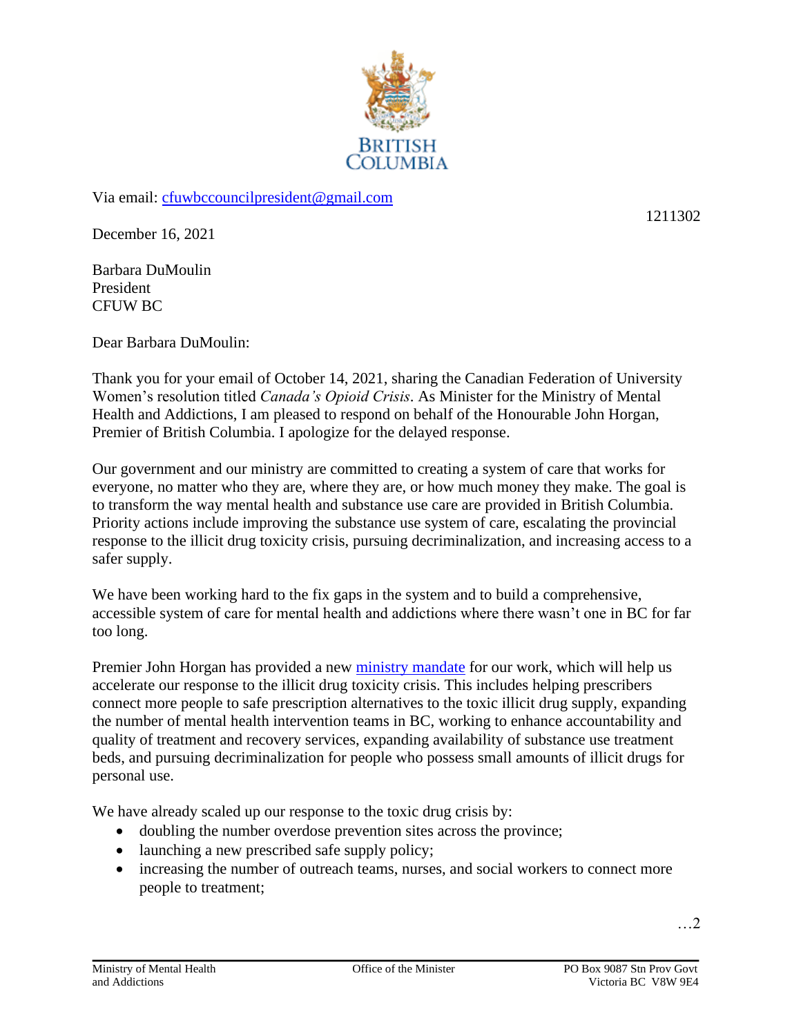BRITISH COLUMBIA

Via email: [cfuwbccouncilpresident@gmail.com](mailto:cfuwbccouncilpresident@gmail.com)

1211302

December 16, 2021

Barbara DuMoulin
President
CFUW BC

Dear Barbara DuMoulin:

Thank you for your email of October 14, 2021, sharing the Canadian Federation of University Women's resolution titled *Canada's Opioid Crisis*. As Minister for the Ministry of Mental Health and Addictions, I am pleased to respond on behalf of the Honourable John Horgan, Premier of British Columbia. I apologize for the delayed response.

Our government and our ministry are committed to creating a system of care that works for everyone, no matter who they are, where they are, or how much money they make. The goal is to transform the way mental health and substance use care are provided in British Columbia. Priority actions include improving the substance use system of care, escalating the provincial response to the illicit drug toxicity crisis, pursuing decriminalization, and increasing access to a safer supply.

We have been working hard to the fix gaps in the system and to build a comprehensive, accessible system of care for mental health and addictions where there wasn't one in BC for far too long.

Premier John Horgan has provided a new ministry mandate for our work, which will help us accelerate our response to the illicit drug toxicity crisis. This includes helping prescribers connect more people to safe prescription alternatives to the toxic illicit drug supply, expanding the number of mental health intervention teams in BC, working to enhance accountability and quality of treatment and recovery services, expanding availability of substance use treatment beds, and pursuing decriminalization for people who possess small amounts of illicit drugs for personal use.

We have already scaled up our response to the toxic drug crisis by:

- doubling the number overdose prevention sites across the province;
- launching a new prescribed safe supply policy;
- increasing the number of outreach teams, nurses, and social workers to connect more people to treatment;

…2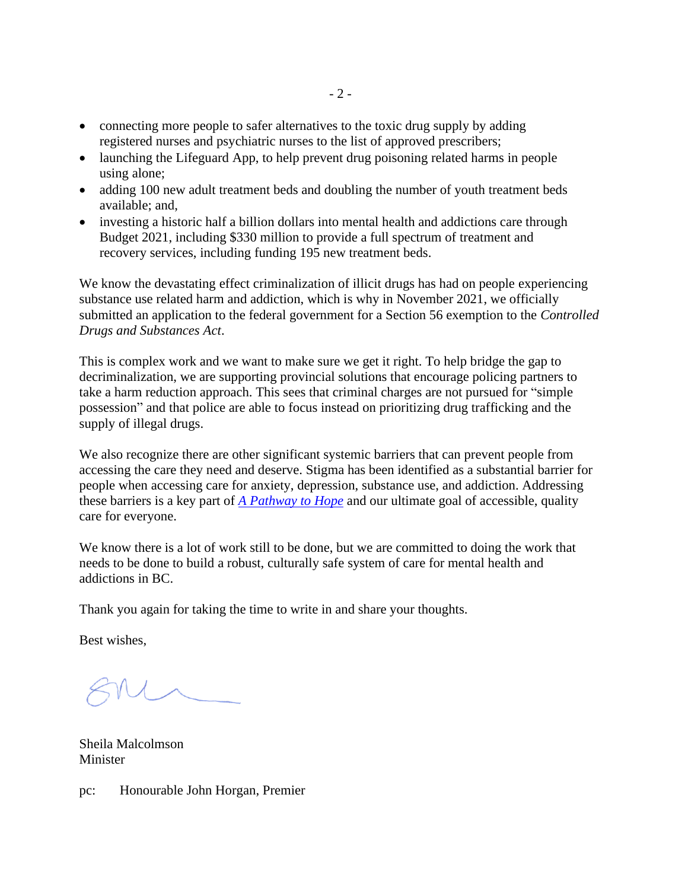- connecting more people to safer alternatives to the toxic drug supply by adding registered nurses and psychiatric nurses to the list of approved prescribers;
- launching the Lifeguard App, to help prevent drug poisoning related harms in people using alone;
- adding 100 new adult treatment beds and doubling the number of youth treatment beds available; and,
- investing a historic half a billion dollars into mental health and addictions care through Budget 2021, including $330 million to provide a full spectrum of treatment and recovery services, including funding 195 new treatment beds.

We know the devastating effect criminalization of illicit drugs has had on people experiencing substance use related harm and addiction, which is why in November 2021, we officially submitted an application to the federal government for a Section 56 exemption to the *Controlled Drugs and Substances Act*.

This is complex work and we want to make sure we get it right. To help bridge the gap to decriminalization, we are supporting provincial solutions that encourage policing partners to take a harm reduction approach. This sees that criminal charges are not pursued for "simple possession" and that police are able to focus instead on prioritizing drug trafficking and the supply of illegal drugs.

We also recognize there are other significant systemic barriers that can prevent people from accessing the care they need and deserve. Stigma has been identified as a substantial barrier for people when accessing care for anxiety, depression, substance use, and addiction. Addressing these barriers is a key part of [*A Pathway to Hope*]() and our ultimate goal of accessible, quality care for everyone.

We know there is a lot of work still to be done, but we are committed to doing the work that needs to be done to build a robust, culturally safe system of care for mental health and addictions in BC.

Thank you again for taking the time to write in and share your thoughts.

Best wishes,

Sheila Malcolmson
Minister

pc: Honourable John Horgan, Premier